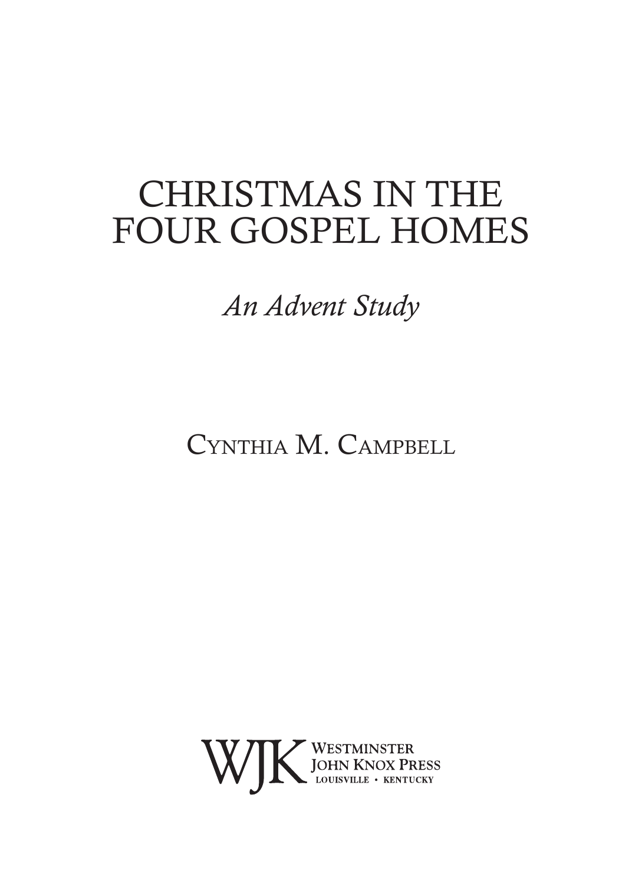# CHRISTMAS IN THE FOUR GOSPEL HOMES

*An Advent Study*

CYNTHIA M. CAMPBELL

WJK WESTMINSTER JOHN KNOX PRESS
LOUISVILLE • KENTUCKY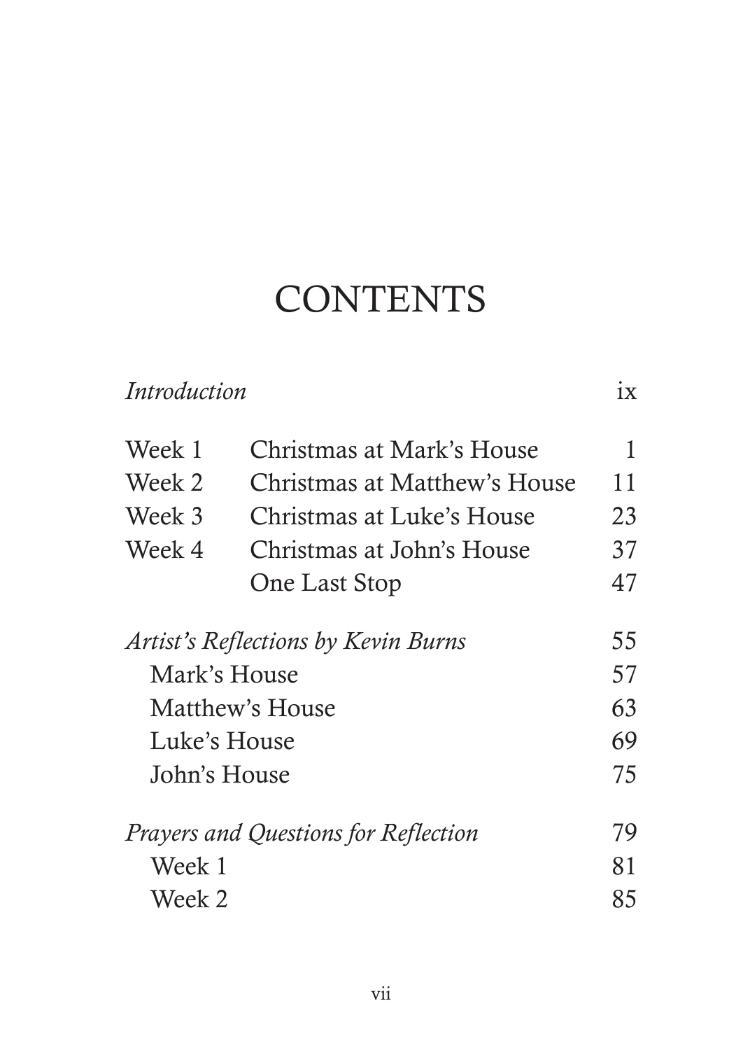# CONTENTS

| | | |
|---|---|---|
| *Introduction* | | ix |
| Week 1 | Christmas at Mark's House | 1 |
| Week 2 | Christmas at Matthew's House | 11 |
| Week 3 | Christmas at Luke's House | 23 |
| Week 4 | Christmas at John's House | 37 |
| | One Last Stop | 47 |
| *Artist's Reflections by Kevin Burns* | | 55 |
| Mark's House | | 57 |
| Matthew's House | | 63 |
| Luke's House | | 69 |
| John's House | | 75 |
| *Prayers and Questions for Reflection* | | 79 |
| Week 1 | | 81 |
| Week 2 | | 85 |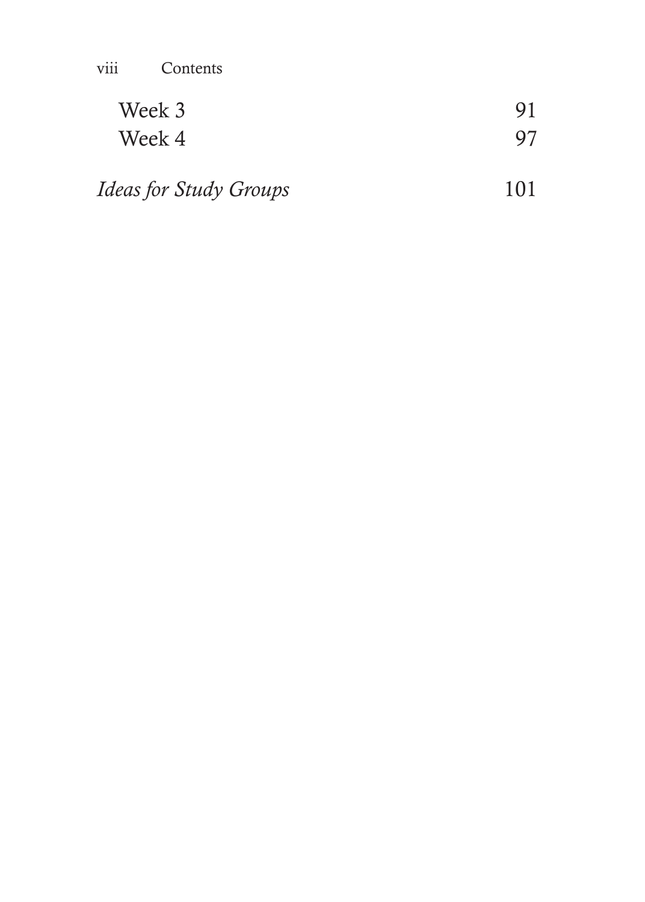Week 3 91
Week 4 97

*Ideas for Study Groups* 101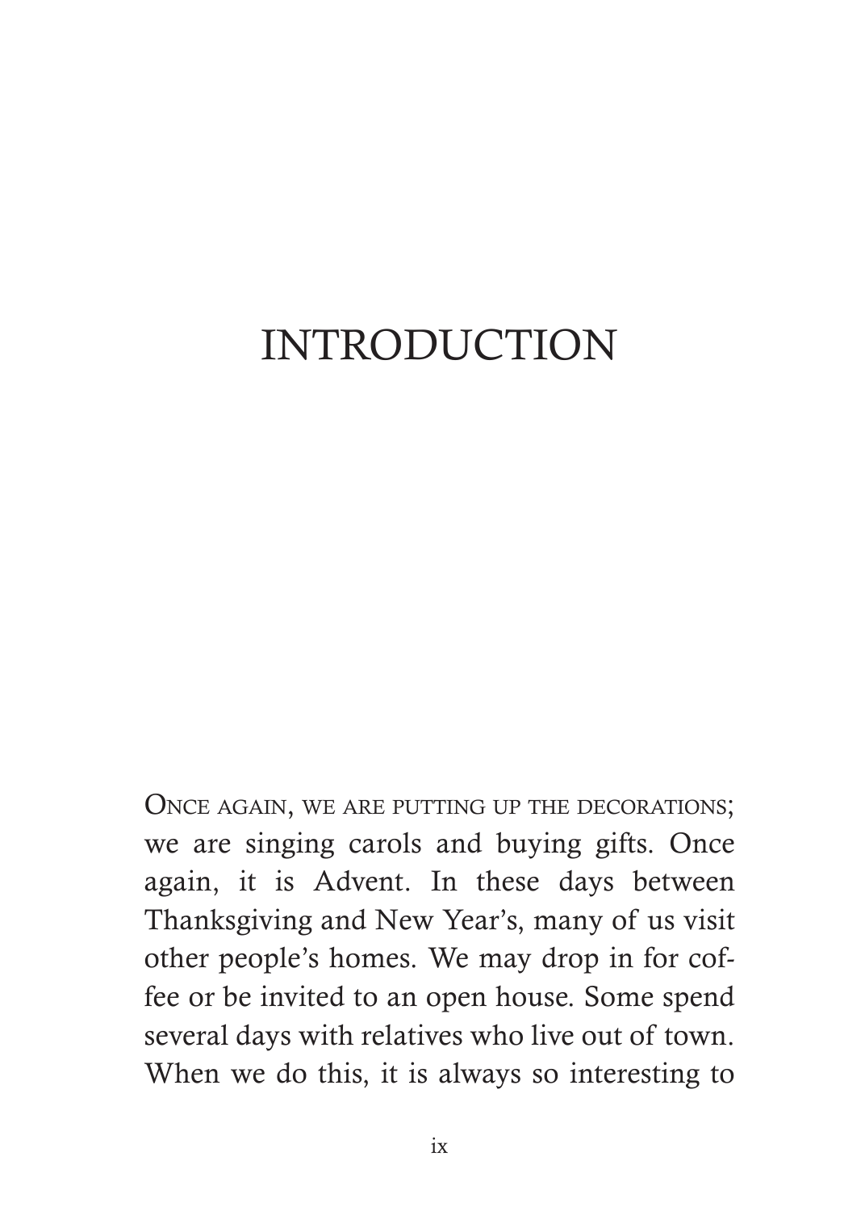# INTRODUCTION

Once again, we are putting up the decorations; we are singing carols and buying gifts. Once again, it is Advent. In these days between Thanksgiving and New Year's, many of us visit other people's homes. We may drop in for coffee or be invited to an open house. Some spend several days with relatives who live out of town. When we do this, it is always so interesting to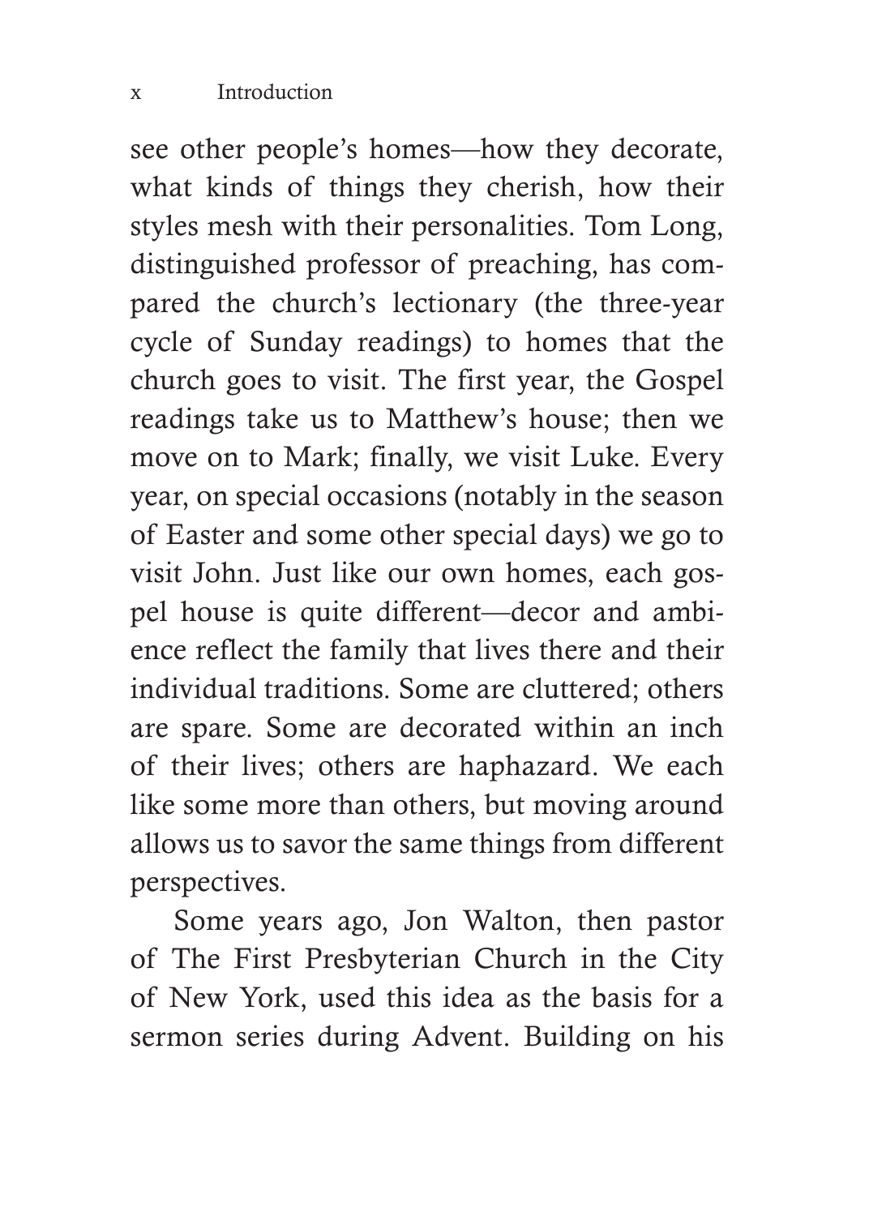see other people's homes—how they decorate, what kinds of things they cherish, how their styles mesh with their personalities. Tom Long, distinguished professor of preaching, has compared the church's lectionary (the three-year cycle of Sunday readings) to homes that the church goes to visit. The first year, the Gospel readings take us to Matthew's house; then we move on to Mark; finally, we visit Luke. Every year, on special occasions (notably in the season of Easter and some other special days) we go to visit John. Just like our own homes, each gospel house is quite different—decor and ambience reflect the family that lives there and their individual traditions. Some are cluttered; others are spare. Some are decorated within an inch of their lives; others are haphazard. We each like some more than others, but moving around allows us to savor the same things from different perspectives.

Some years ago, Jon Walton, then pastor of The First Presbyterian Church in the City of New York, used this idea as the basis for a sermon series during Advent. Building on his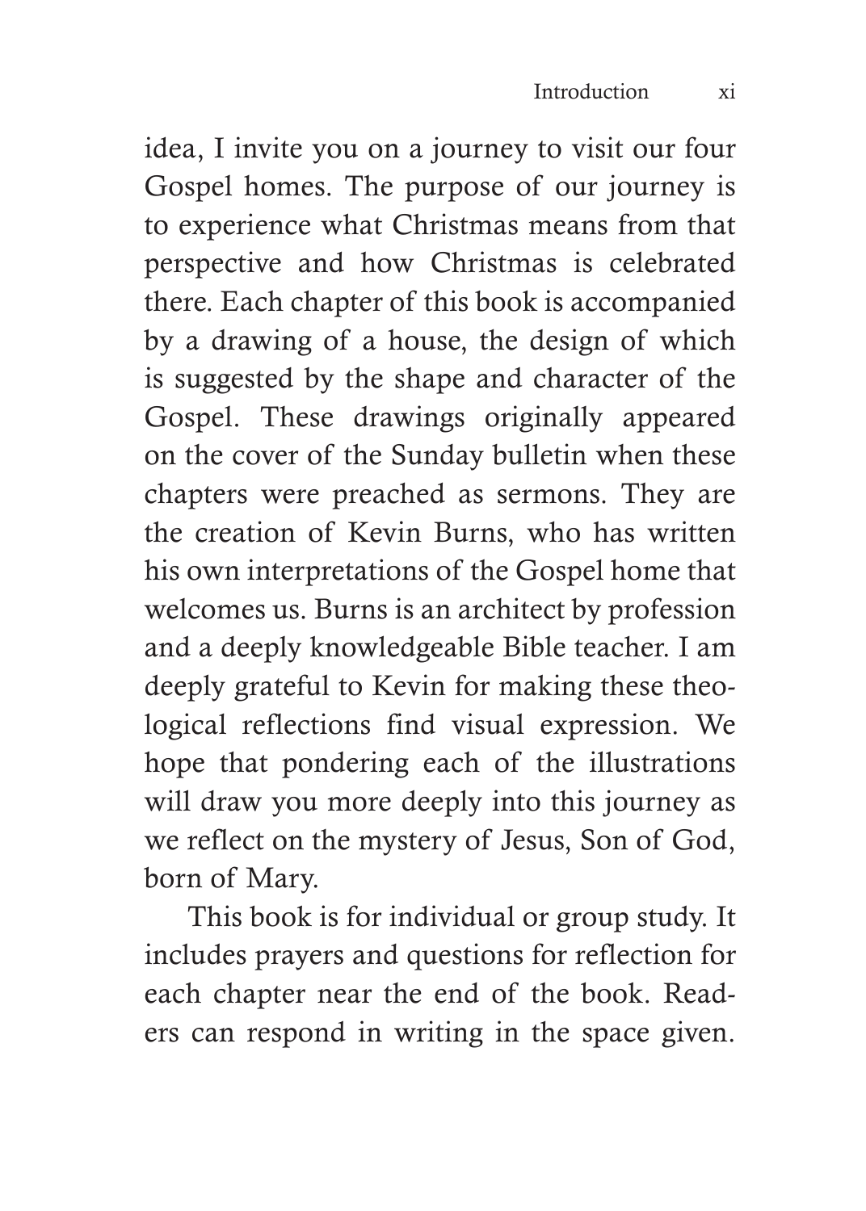idea, I invite you on a journey to visit our four Gospel homes. The purpose of our journey is to experience what Christmas means from that perspective and how Christmas is celebrated there. Each chapter of this book is accompanied by a drawing of a house, the design of which is suggested by the shape and character of the Gospel. These drawings originally appeared on the cover of the Sunday bulletin when these chapters were preached as sermons. They are the creation of Kevin Burns, who has written his own interpretations of the Gospel home that welcomes us. Burns is an architect by profession and a deeply knowledgeable Bible teacher. I am deeply grateful to Kevin for making these theological reflections find visual expression. We hope that pondering each of the illustrations will draw you more deeply into this journey as we reflect on the mystery of Jesus, Son of God, born of Mary.

This book is for individual or group study. It includes prayers and questions for reflection for each chapter near the end of the book. Readers can respond in writing in the space given.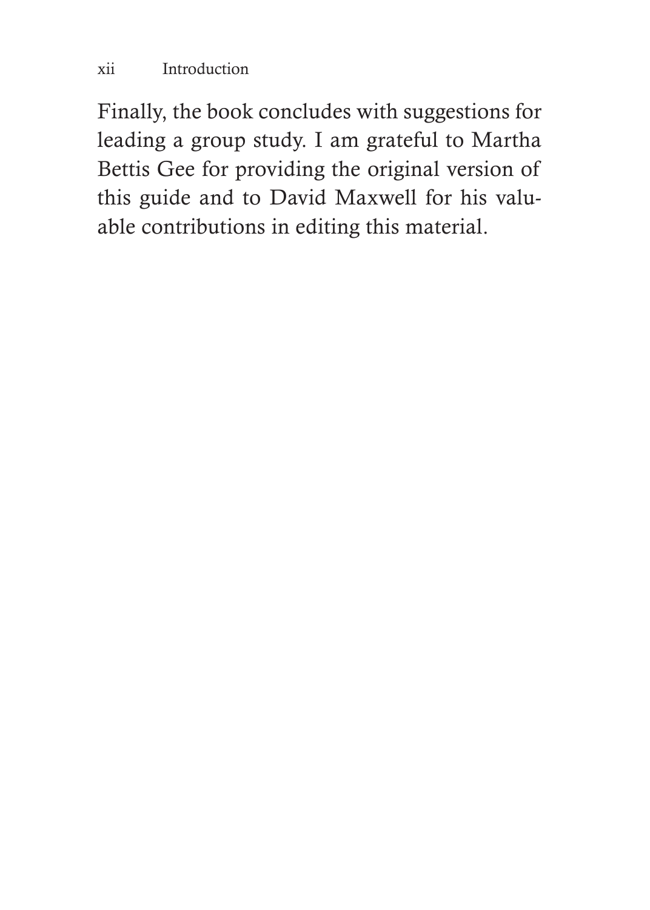Finally, the book concludes with suggestions for leading a group study. I am grateful to Martha Bettis Gee for providing the original version of this guide and to David Maxwell for his valuable contributions in editing this material.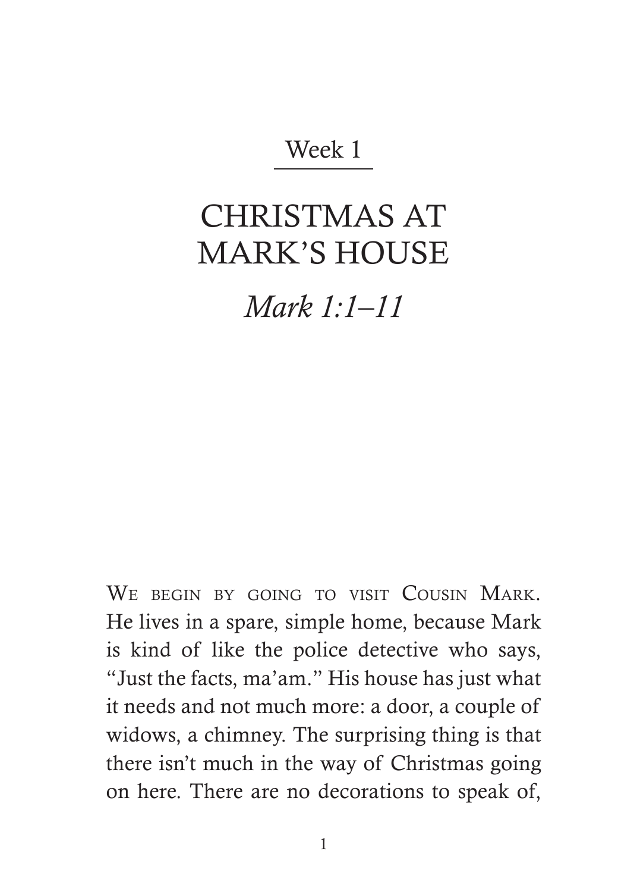Week 1

# CHRISTMAS AT MARK'S HOUSE

## *Mark 1:1–11*

We begin by going to visit Cousin Mark. He lives in a spare, simple home, because Mark is kind of like the police detective who says, "Just the facts, ma'am." His house has just what it needs and not much more: a door, a couple of widows, a chimney. The surprising thing is that there isn't much in the way of Christmas going on here. There are no decorations to speak of,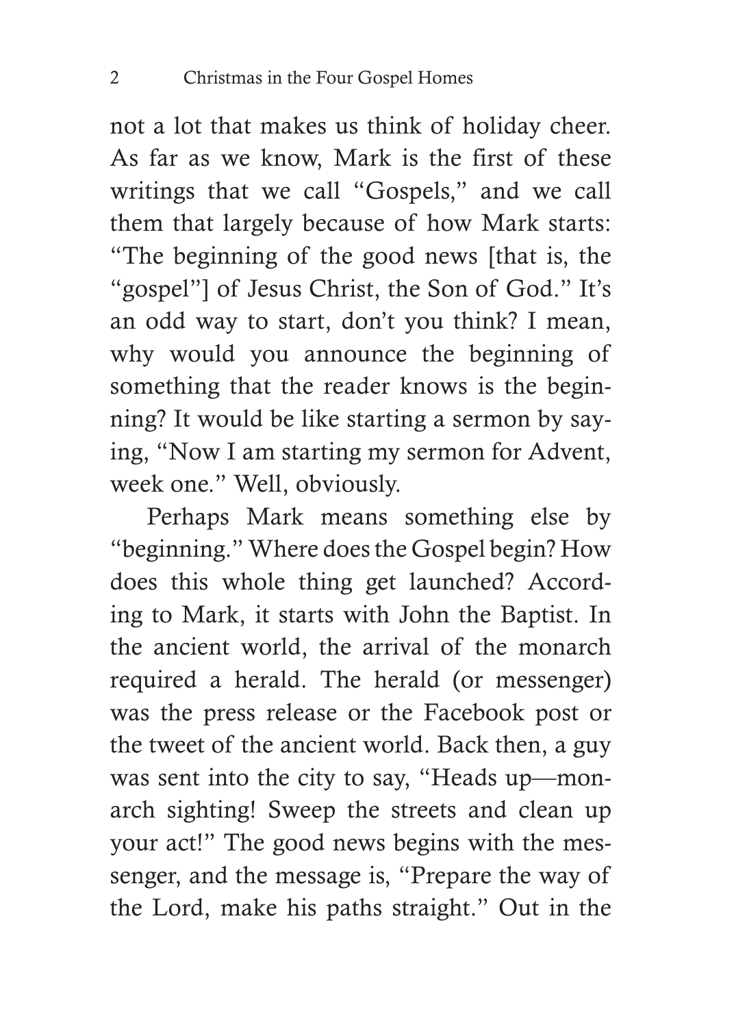not a lot that makes us think of holiday cheer. As far as we know, Mark is the first of these writings that we call "Gospels," and we call them that largely because of how Mark starts: "The beginning of the good news [that is, the "gospel"] of Jesus Christ, the Son of God." It's an odd way to start, don't you think? I mean, why would you announce the beginning of something that the reader knows is the beginning? It would be like starting a sermon by saying, "Now I am starting my sermon for Advent, week one." Well, obviously.

Perhaps Mark means something else by "beginning." Where does the Gospel begin? How does this whole thing get launched? According to Mark, it starts with John the Baptist. In the ancient world, the arrival of the monarch required a herald. The herald (or messenger) was the press release or the Facebook post or the tweet of the ancient world. Back then, a guy was sent into the city to say, "Heads up—monarch sighting! Sweep the streets and clean up your act!" The good news begins with the messenger, and the message is, "Prepare the way of the Lord, make his paths straight." Out in the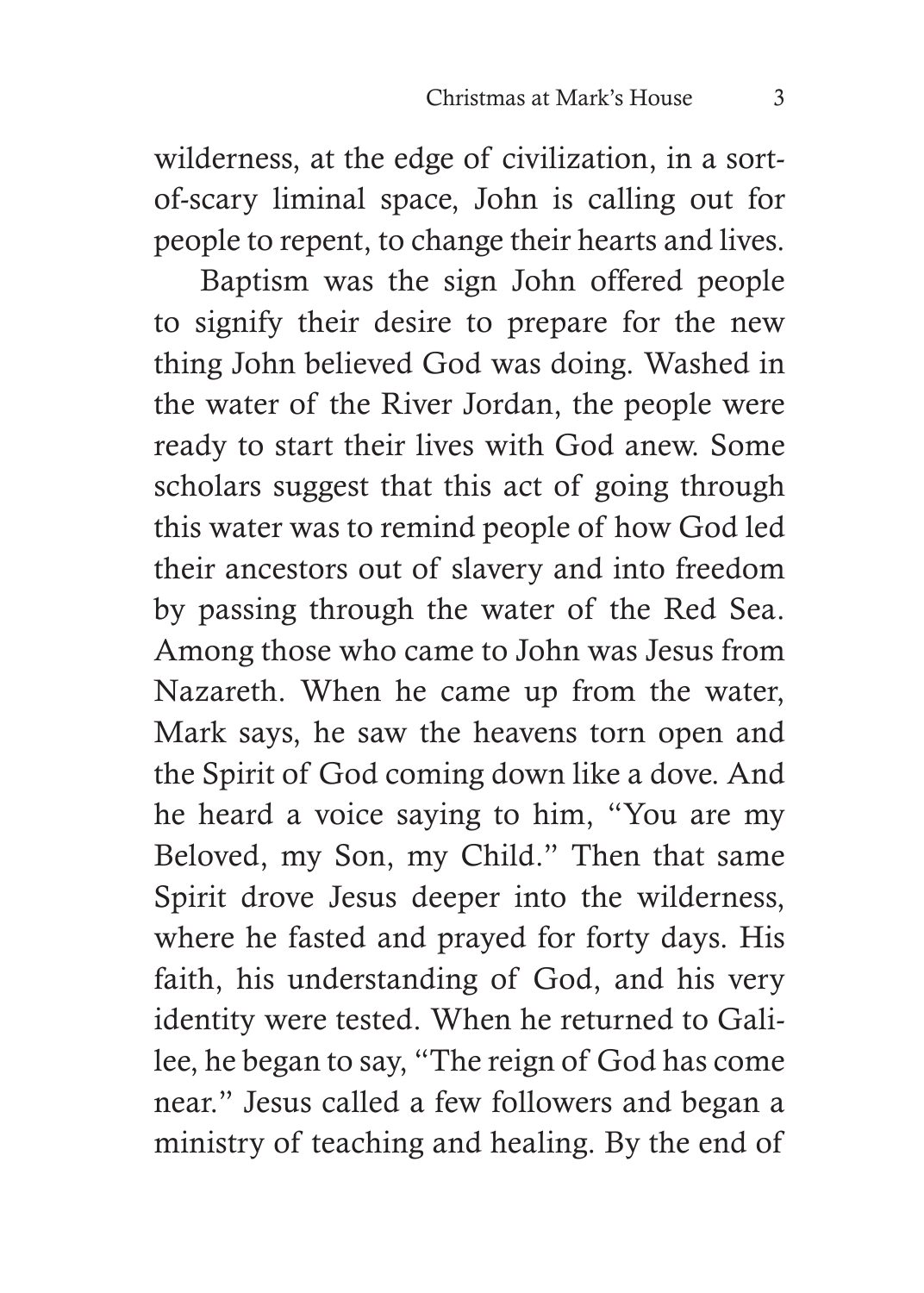wilderness, at the edge of civilization, in a sort-of-scary liminal space, John is calling out for people to repent, to change their hearts and lives.

Baptism was the sign John offered people to signify their desire to prepare for the new thing John believed God was doing. Washed in the water of the River Jordan, the people were ready to start their lives with God anew. Some scholars suggest that this act of going through this water was to remind people of how God led their ancestors out of slavery and into freedom by passing through the water of the Red Sea. Among those who came to John was Jesus from Nazareth. When he came up from the water, Mark says, he saw the heavens torn open and the Spirit of God coming down like a dove. And he heard a voice saying to him, "You are my Beloved, my Son, my Child." Then that same Spirit drove Jesus deeper into the wilderness, where he fasted and prayed for forty days. His faith, his understanding of God, and his very identity were tested. When he returned to Galilee, he began to say, "The reign of God has come near." Jesus called a few followers and began a ministry of teaching and healing. By the end of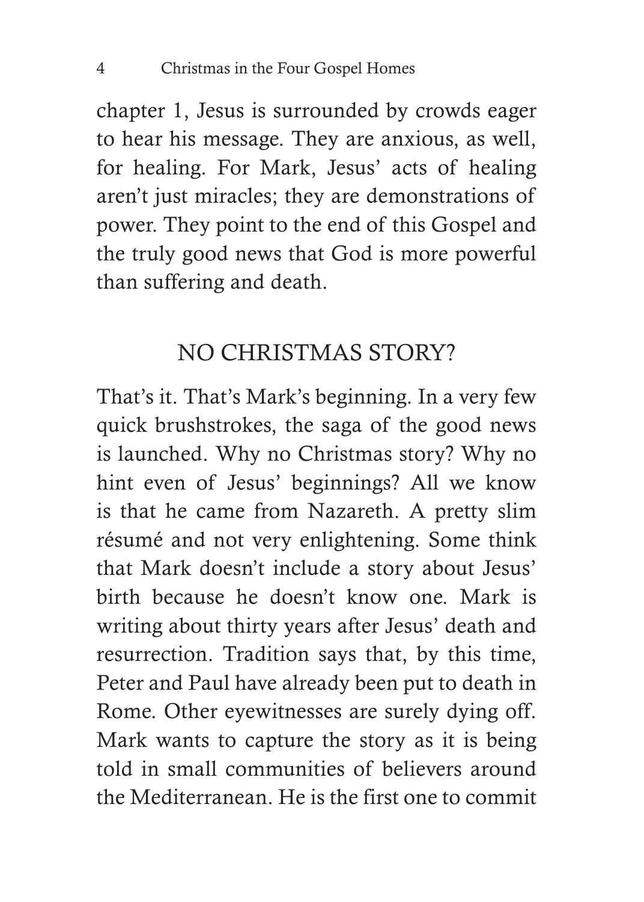chapter 1, Jesus is surrounded by crowds eager to hear his message. They are anxious, as well, for healing. For Mark, Jesus' acts of healing aren't just miracles; they are demonstrations of power. They point to the end of this Gospel and the truly good news that God is more powerful than suffering and death.

## NO CHRISTMAS STORY?

That's it. That's Mark's beginning. In a very few quick brushstrokes, the saga of the good news is launched. Why no Christmas story? Why no hint even of Jesus' beginnings? All we know is that he came from Nazareth. A pretty slim résumé and not very enlightening. Some think that Mark doesn't include a story about Jesus' birth because he doesn't know one. Mark is writing about thirty years after Jesus' death and resurrection. Tradition says that, by this time, Peter and Paul have already been put to death in Rome. Other eyewitnesses are surely dying off. Mark wants to capture the story as it is being told in small communities of believers around the Mediterranean. He is the first one to commit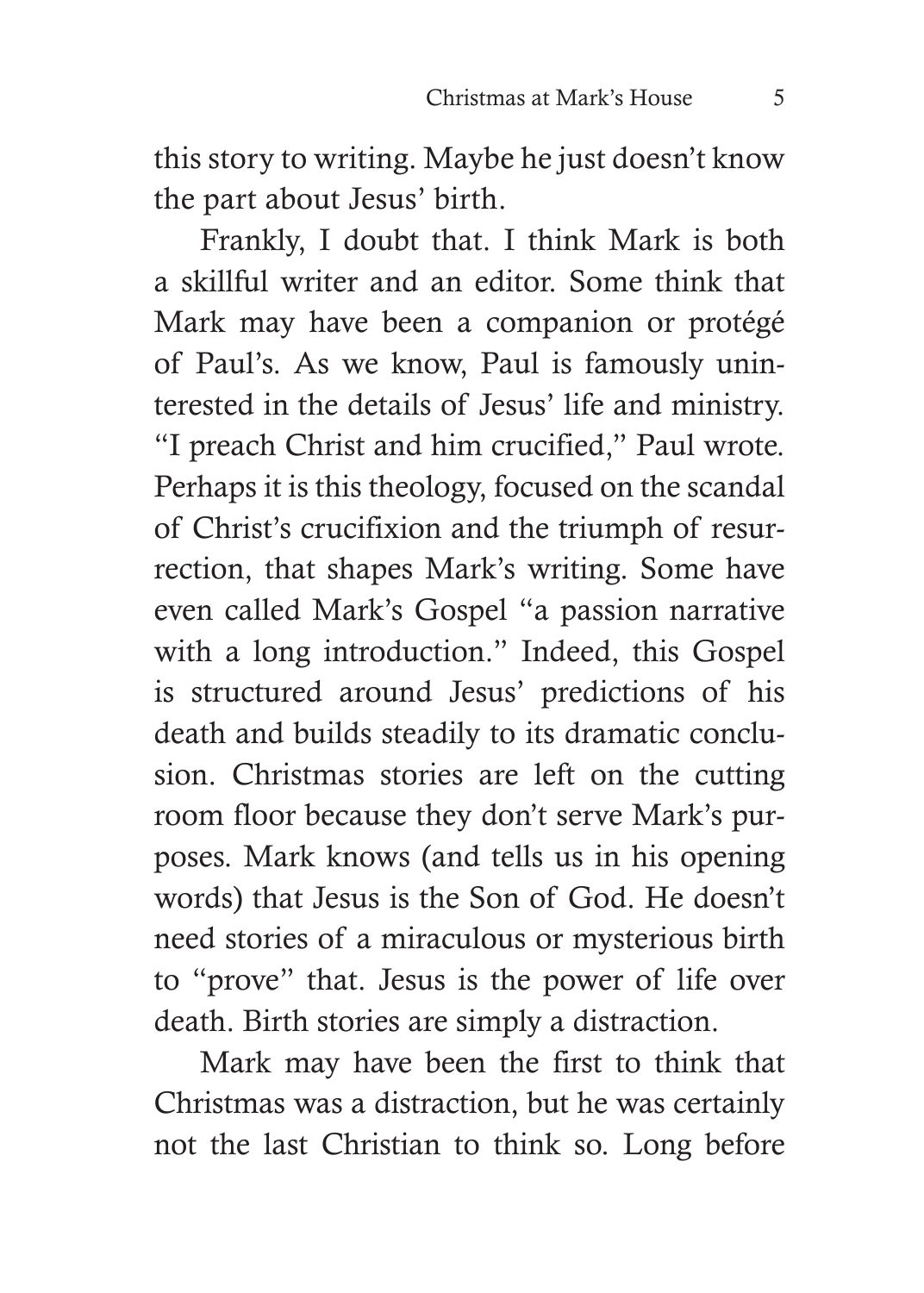this story to writing. Maybe he just doesn't know the part about Jesus' birth.

Frankly, I doubt that. I think Mark is both a skillful writer and an editor. Some think that Mark may have been a companion or protégé of Paul's. As we know, Paul is famously uninterested in the details of Jesus' life and ministry. "I preach Christ and him crucified," Paul wrote. Perhaps it is this theology, focused on the scandal of Christ's crucifixion and the triumph of resurrection, that shapes Mark's writing. Some have even called Mark's Gospel "a passion narrative with a long introduction." Indeed, this Gospel is structured around Jesus' predictions of his death and builds steadily to its dramatic conclusion. Christmas stories are left on the cutting room floor because they don't serve Mark's purposes. Mark knows (and tells us in his opening words) that Jesus is the Son of God. He doesn't need stories of a miraculous or mysterious birth to "prove" that. Jesus is the power of life over death. Birth stories are simply a distraction.

Mark may have been the first to think that Christmas was a distraction, but he was certainly not the last Christian to think so. Long before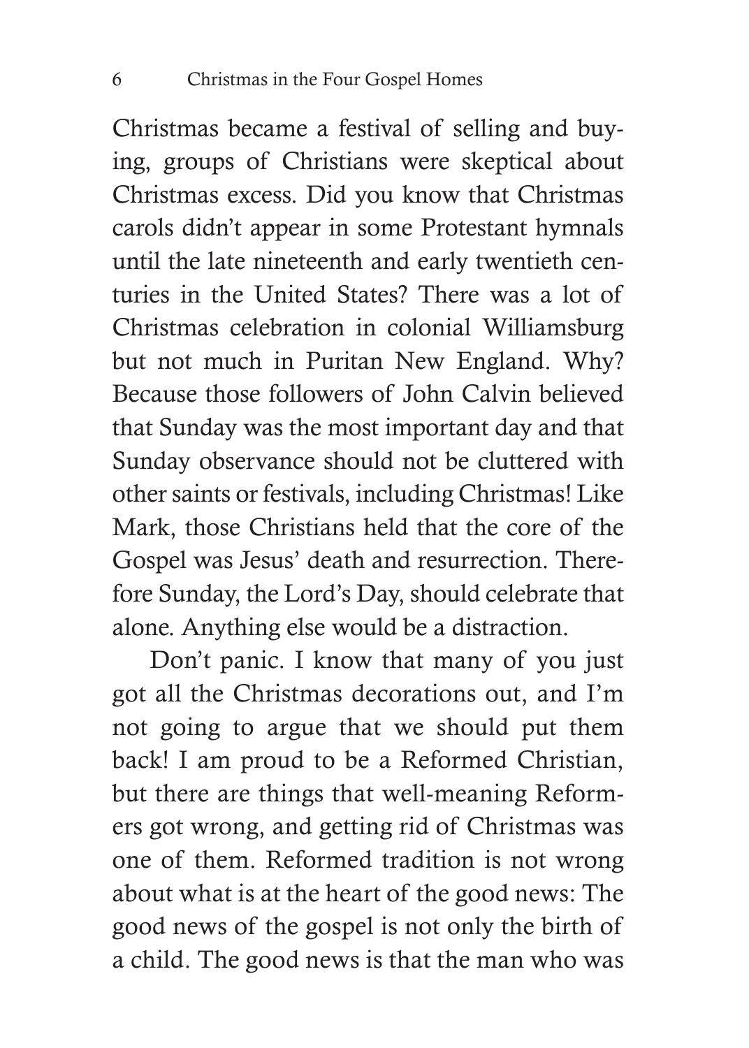Christmas became a festival of selling and buying, groups of Christians were skeptical about Christmas excess. Did you know that Christmas carols didn't appear in some Protestant hymnals until the late nineteenth and early twentieth centuries in the United States? There was a lot of Christmas celebration in colonial Williamsburg but not much in Puritan New England. Why? Because those followers of John Calvin believed that Sunday was the most important day and that Sunday observance should not be cluttered with other saints or festivals, including Christmas! Like Mark, those Christians held that the core of the Gospel was Jesus' death and resurrection. Therefore Sunday, the Lord's Day, should celebrate that alone. Anything else would be a distraction.

Don't panic. I know that many of you just got all the Christmas decorations out, and I'm not going to argue that we should put them back! I am proud to be a Reformed Christian, but there are things that well-meaning Reformers got wrong, and getting rid of Christmas was one of them. Reformed tradition is not wrong about what is at the heart of the good news: The good news of the gospel is not only the birth of a child. The good news is that the man who was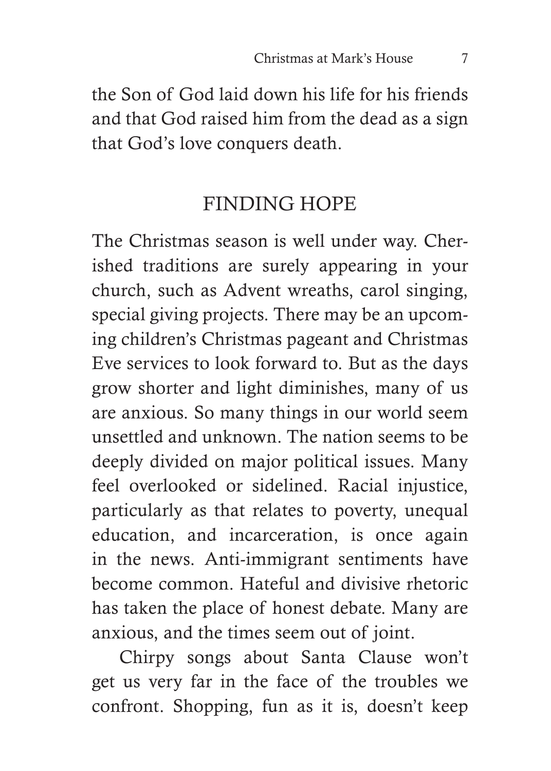the Son of God laid down his life for his friends and that God raised him from the dead as a sign that God's love conquers death.

## FINDING HOPE

The Christmas season is well under way. Cherished traditions are surely appearing in your church, such as Advent wreaths, carol singing, special giving projects. There may be an upcoming children's Christmas pageant and Christmas Eve services to look forward to. But as the days grow shorter and light diminishes, many of us are anxious. So many things in our world seem unsettled and unknown. The nation seems to be deeply divided on major political issues. Many feel overlooked or sidelined. Racial injustice, particularly as that relates to poverty, unequal education, and incarceration, is once again in the news. Anti-immigrant sentiments have become common. Hateful and divisive rhetoric has taken the place of honest debate. Many are anxious, and the times seem out of joint.

Chirpy songs about Santa Clause won't get us very far in the face of the troubles we confront. Shopping, fun as it is, doesn't keep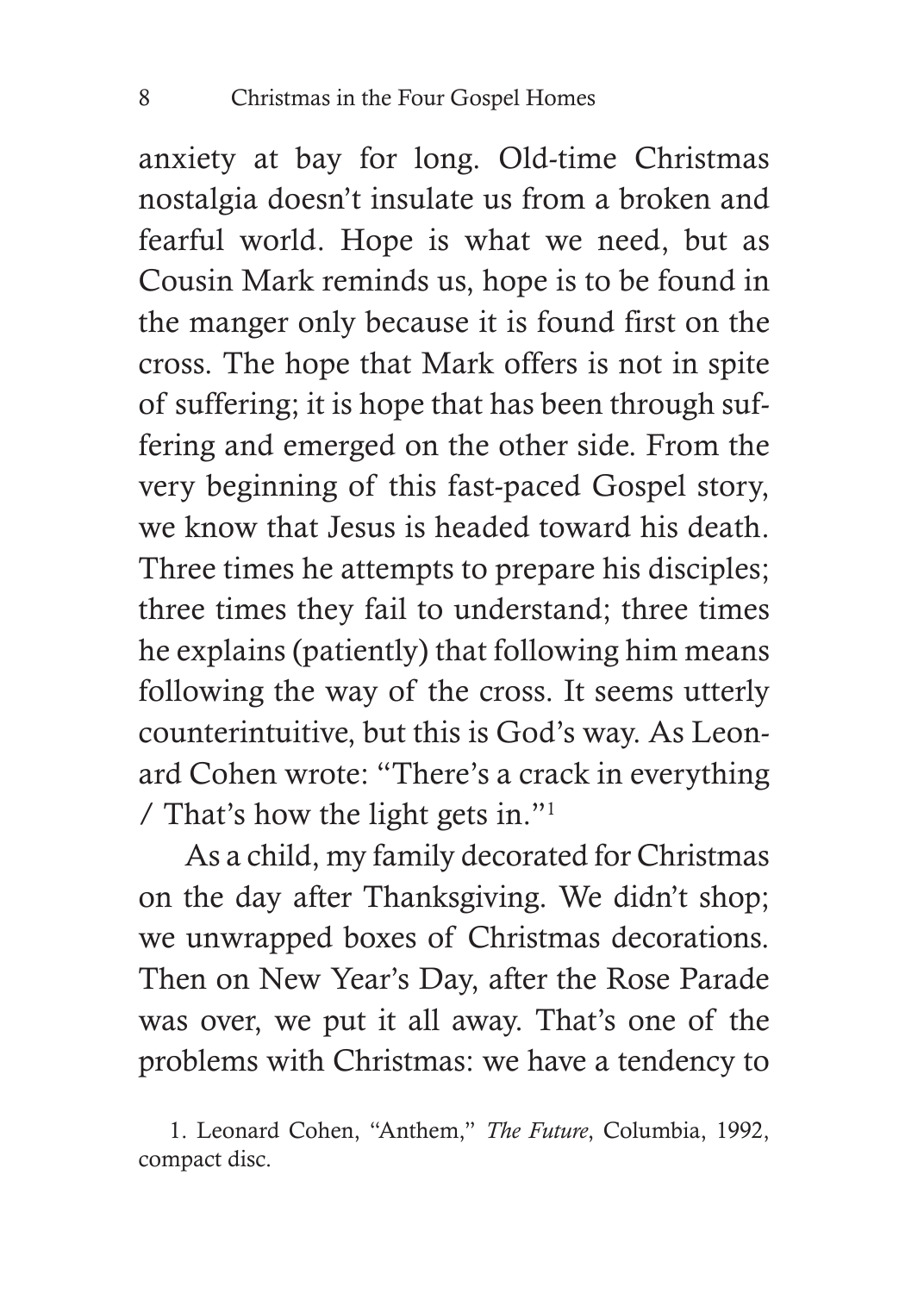anxiety at bay for long. Old-time Christmas nostalgia doesn't insulate us from a broken and fearful world. Hope is what we need, but as Cousin Mark reminds us, hope is to be found in the manger only because it is found first on the cross. The hope that Mark offers is not in spite of suffering; it is hope that has been through suffering and emerged on the other side. From the very beginning of this fast-paced Gospel story, we know that Jesus is headed toward his death. Three times he attempts to prepare his disciples; three times they fail to understand; three times he explains (patiently) that following him means following the way of the cross. It seems utterly counterintuitive, but this is God's way. As Leonard Cohen wrote: "There's a crack in everything / That's how the light gets in."[1]

As a child, my family decorated for Christmas on the day after Thanksgiving. We didn't shop; we unwrapped boxes of Christmas decorations. Then on New Year's Day, after the Rose Parade was over, we put it all away. That's one of the problems with Christmas: we have a tendency to

1. Leonard Cohen, "Anthem," *The Future*, Columbia, 1992, compact disc.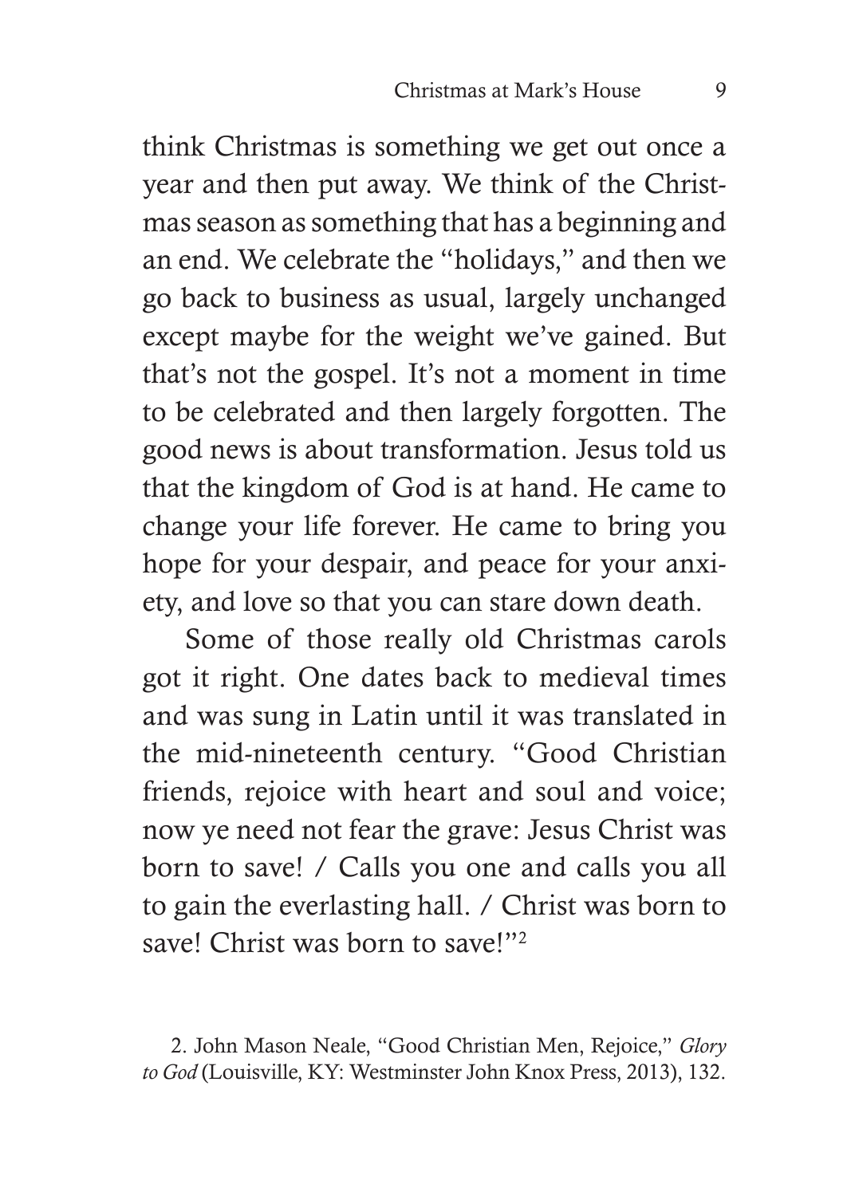think Christmas is something we get out once a year and then put away. We think of the Christmas season as something that has a beginning and an end. We celebrate the "holidays," and then we go back to business as usual, largely unchanged except maybe for the weight we've gained. But that's not the gospel. It's not a moment in time to be celebrated and then largely forgotten. The good news is about transformation. Jesus told us that the kingdom of God is at hand. He came to change your life forever. He came to bring you hope for your despair, and peace for your anxiety, and love so that you can stare down death.

Some of those really old Christmas carols got it right. One dates back to medieval times and was sung in Latin until it was translated in the mid-nineteenth century. "Good Christian friends, rejoice with heart and soul and voice; now ye need not fear the grave: Jesus Christ was born to save! / Calls you one and calls you all to gain the everlasting hall. / Christ was born to save! Christ was born to save!"[2]

2. John Mason Neale, "Good Christian Men, Rejoice," *Glory to God* (Louisville, KY: Westminster John Knox Press, 2013), 132.